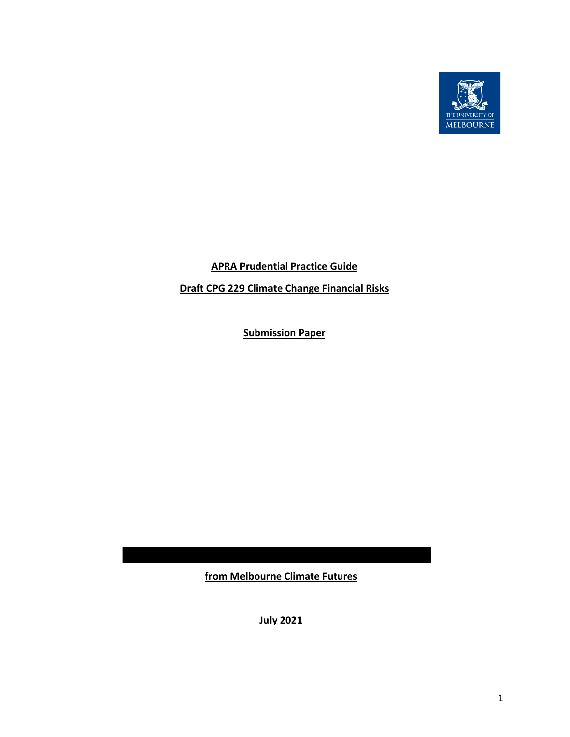**APRA Prudential Practice Guide**

**Draft CPG 229 Climate Change Financial Risks**

**Submission Paper**

**from Melbourne Climate Futures**

**July 2021**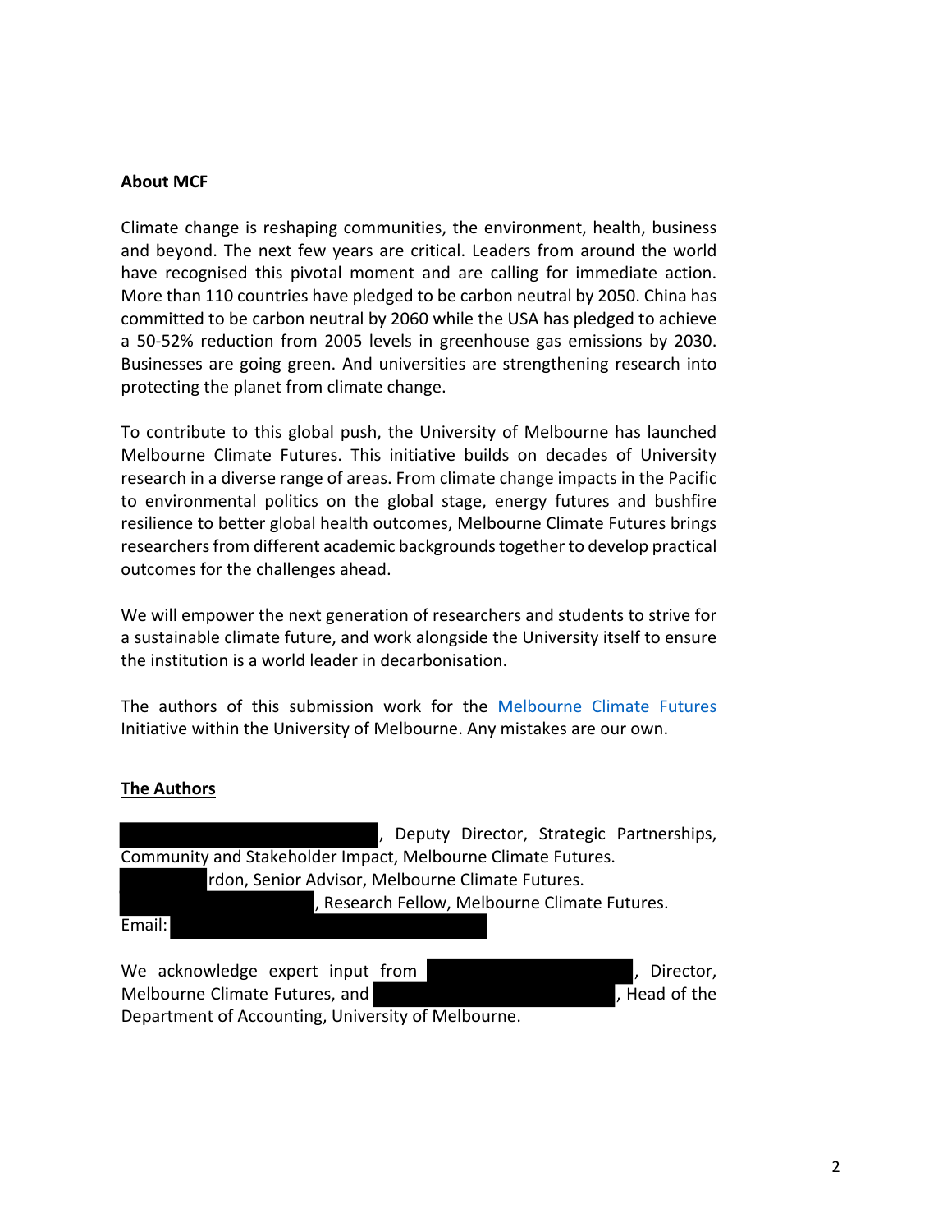**About MCF**

Climate change is reshaping communities, the environment, health, business and beyond. The next few years are critical. Leaders from around the world have recognised this pivotal moment and are calling for immediate action. More than 110 countries have pledged to be carbon neutral by 2050. China has committed to be carbon neutral by 2060 while the USA has pledged to achieve a 50-52% reduction from 2005 levels in greenhouse gas emissions by 2030. Businesses are going green. And universities are strengthening research into protecting the planet from climate change.

To contribute to this global push, the University of Melbourne has launched Melbourne Climate Futures. This initiative builds on decades of University research in a diverse range of areas. From climate change impacts in the Pacific to environmental politics on the global stage, energy futures and bushfire resilience to better global health outcomes, Melbourne Climate Futures brings researchers from different academic backgrounds together to develop practical outcomes for the challenges ahead.

We will empower the next generation of researchers and students to strive for a sustainable climate future, and work alongside the University itself to ensure the institution is a world leader in decarbonisation.

The authors of this submission work for the [Melbourne Climate Futures](#) Initiative within the University of Melbourne. Any mistakes are our own.

**The Authors**

█████, Deputy Director, Strategic Partnerships, Community and Stakeholder Impact, Melbourne Climate Futures.
█████rdon, Senior Advisor, Melbourne Climate Futures.
█████, Research Fellow, Melbourne Climate Futures.
Email: █████

We acknowledge expert input from █████, Director, Melbourne Climate Futures, and █████, Head of the Department of Accounting, University of Melbourne.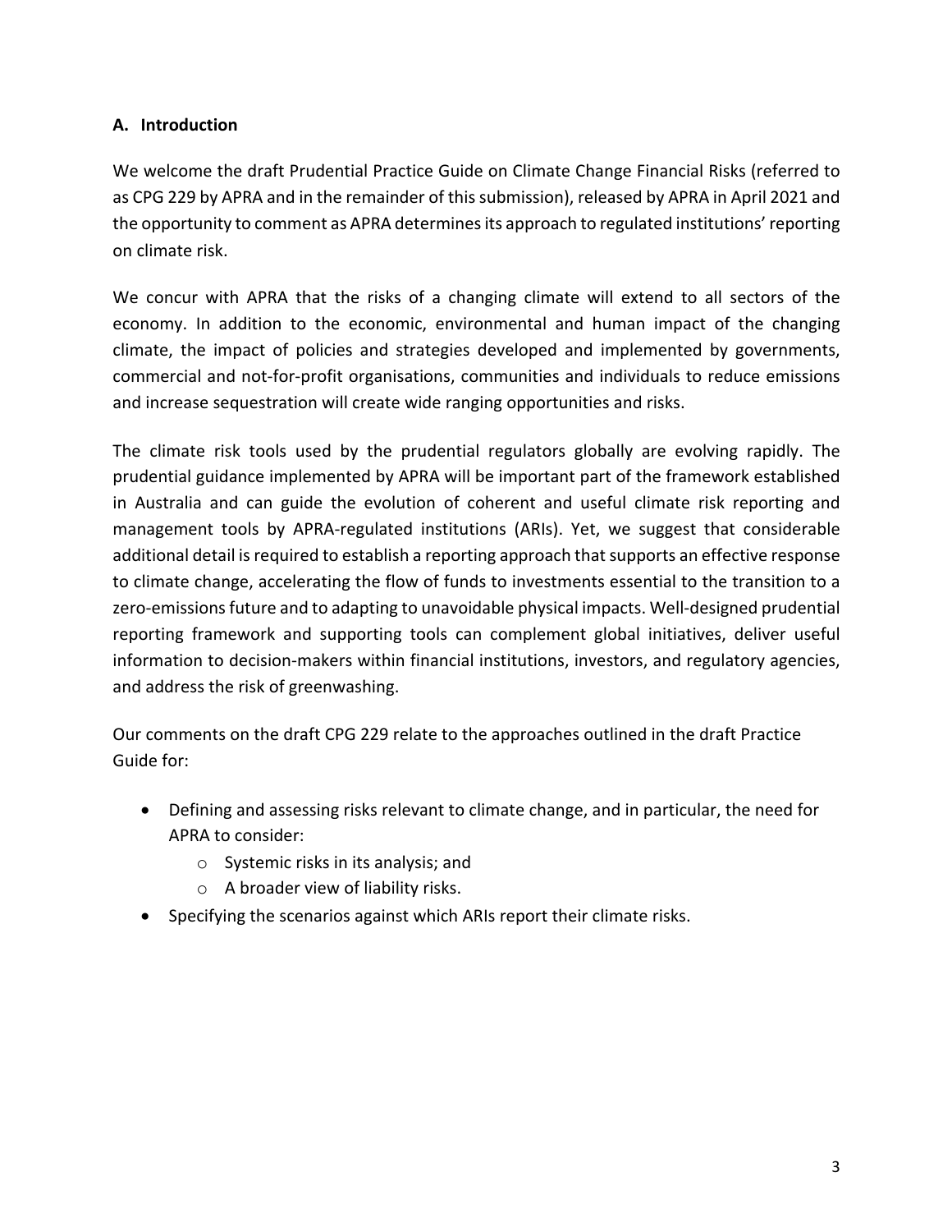## A. Introduction

We welcome the draft Prudential Practice Guide on Climate Change Financial Risks (referred to as CPG 229 by APRA and in the remainder of this submission), released by APRA in April 2021 and the opportunity to comment as APRA determines its approach to regulated institutions' reporting on climate risk.

We concur with APRA that the risks of a changing climate will extend to all sectors of the economy. In addition to the economic, environmental and human impact of the changing climate, the impact of policies and strategies developed and implemented by governments, commercial and not-for-profit organisations, communities and individuals to reduce emissions and increase sequestration will create wide ranging opportunities and risks.

The climate risk tools used by the prudential regulators globally are evolving rapidly. The prudential guidance implemented by APRA will be important part of the framework established in Australia and can guide the evolution of coherent and useful climate risk reporting and management tools by APRA-regulated institutions (ARIs). Yet, we suggest that considerable additional detail is required to establish a reporting approach that supports an effective response to climate change, accelerating the flow of funds to investments essential to the transition to a zero-emissions future and to adapting to unavoidable physical impacts. Well-designed prudential reporting framework and supporting tools can complement global initiatives, deliver useful information to decision-makers within financial institutions, investors, and regulatory agencies, and address the risk of greenwashing.

Our comments on the draft CPG 229 relate to the approaches outlined in the draft Practice Guide for:

- Defining and assessing risks relevant to climate change, and in particular, the need for APRA to consider:
    - Systemic risks in its analysis; and
    - A broader view of liability risks.
- Specifying the scenarios against which ARIs report their climate risks.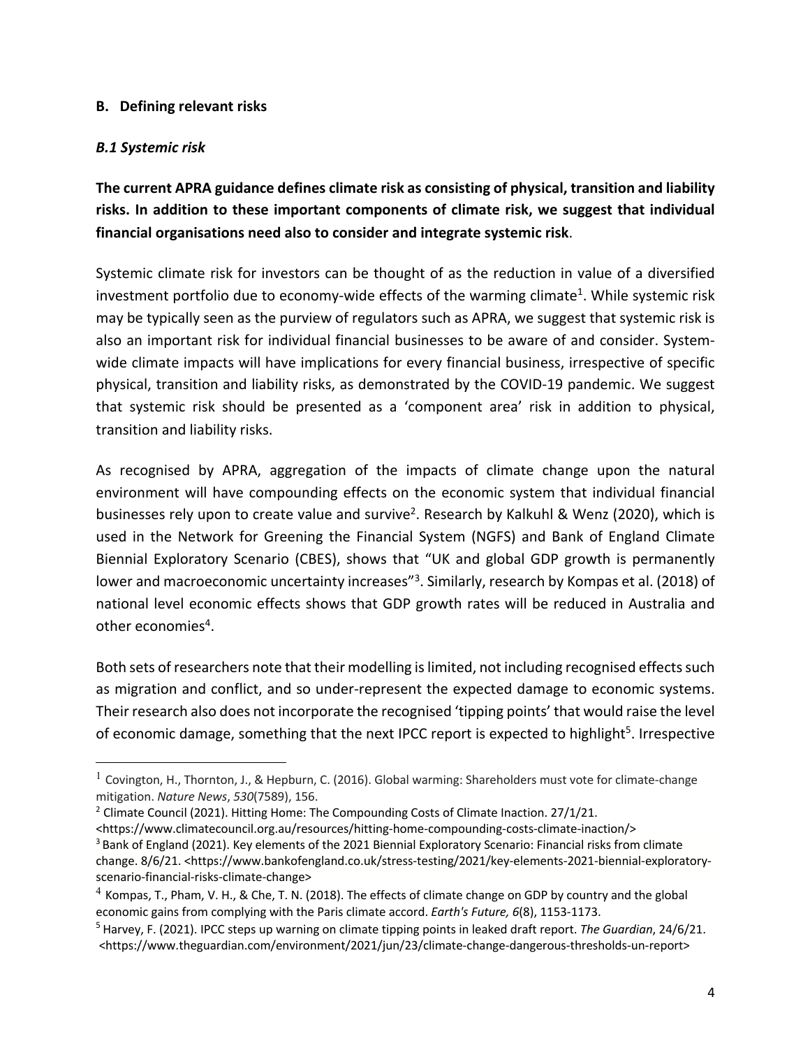## B. Defining relevant risks

### *B.1 Systemic risk*

**The current APRA guidance defines climate risk as consisting of physical, transition and liability risks. In addition to these important components of climate risk, we suggest that individual financial organisations need also to consider and integrate systemic risk**.

Systemic climate risk for investors can be thought of as the reduction in value of a diversified investment portfolio due to economy-wide effects of the warming climate[1]. While systemic risk may be typically seen as the purview of regulators such as APRA, we suggest that systemic risk is also an important risk for individual financial businesses to be aware of and consider. System-wide climate impacts will have implications for every financial business, irrespective of specific physical, transition and liability risks, as demonstrated by the COVID-19 pandemic. We suggest that systemic risk should be presented as a 'component area' risk in addition to physical, transition and liability risks.

As recognised by APRA, aggregation of the impacts of climate change upon the natural environment will have compounding effects on the economic system that individual financial businesses rely upon to create value and survive[2]. Research by Kalkuhl & Wenz (2020), which is used in the Network for Greening the Financial System (NGFS) and Bank of England Climate Biennial Exploratory Scenario (CBES), shows that "UK and global GDP growth is permanently lower and macroeconomic uncertainty increases"[3]. Similarly, research by Kompas et al. (2018) of national level economic effects shows that GDP growth rates will be reduced in Australia and other economies[4].

Both sets of researchers note that their modelling is limited, not including recognised effects such as migration and conflict, and so under-represent the expected damage to economic systems. Their research also does not incorporate the recognised 'tipping points' that would raise the level of economic damage, something that the next IPCC report is expected to highlight[5]. Irrespective

---

[1] Covington, H., Thornton, J., & Hepburn, C. (2016). Global warming: Shareholders must vote for climate-change mitigation. *Nature News*, *530*(7589), 156.

[2] Climate Council (2021). Hitting Home: The Compounding Costs of Climate Inaction. 27/1/21. <https://www.climatecouncil.org.au/resources/hitting-home-compounding-costs-climate-inaction/>

[3] Bank of England (2021). Key elements of the 2021 Biennial Exploratory Scenario: Financial risks from climate change. 8/6/21. <https://www.bankofengland.co.uk/stress-testing/2021/key-elements-2021-biennial-exploratory-scenario-financial-risks-climate-change>

[4] Kompas, T., Pham, V. H., & Che, T. N. (2018). The effects of climate change on GDP by country and the global economic gains from complying with the Paris climate accord. *Earth's Future, 6*(8), 1153-1173.

[5] Harvey, F. (2021). IPCC steps up warning on climate tipping points in leaked draft report. *The Guardian*, 24/6/21. <https://www.theguardian.com/environment/2021/jun/23/climate-change-dangerous-thresholds-un-report>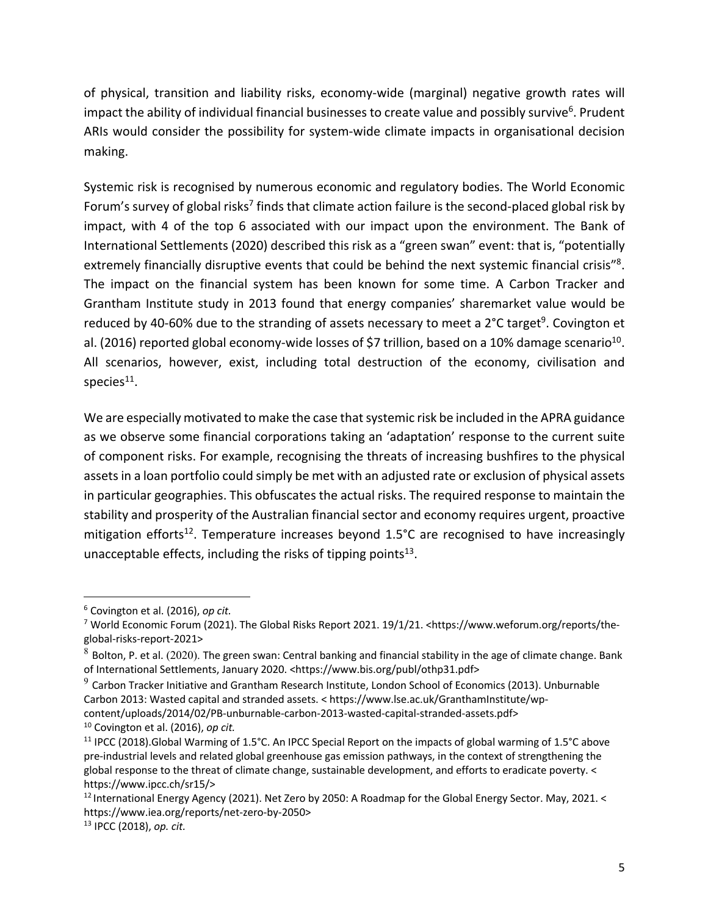of physical, transition and liability risks, economy-wide (marginal) negative growth rates will impact the ability of individual financial businesses to create value and possibly survive[6]. Prudent ARIs would consider the possibility for system-wide climate impacts in organisational decision making.

Systemic risk is recognised by numerous economic and regulatory bodies. The World Economic Forum's survey of global risks[7] finds that climate action failure is the second-placed global risk by impact, with 4 of the top 6 associated with our impact upon the environment. The Bank of International Settlements (2020) described this risk as a "green swan" event: that is, "potentially extremely financially disruptive events that could be behind the next systemic financial crisis"[8]. The impact on the financial system has been known for some time. A Carbon Tracker and Grantham Institute study in 2013 found that energy companies' sharemarket value would be reduced by 40-60% due to the stranding of assets necessary to meet a 2°C target[9]. Covington et al. (2016) reported global economy-wide losses of $7 trillion, based on a 10% damage scenario[10]. All scenarios, however, exist, including total destruction of the economy, civilisation and species[11].

We are especially motivated to make the case that systemic risk be included in the APRA guidance as we observe some financial corporations taking an 'adaptation' response to the current suite of component risks. For example, recognising the threats of increasing bushfires to the physical assets in a loan portfolio could simply be met with an adjusted rate or exclusion of physical assets in particular geographies. This obfuscates the actual risks. The required response to maintain the stability and prosperity of the Australian financial sector and economy requires urgent, proactive mitigation efforts[12]. Temperature increases beyond 1.5°C are recognised to have increasingly unacceptable effects, including the risks of tipping points[13].

---

[6] Covington et al. (2016), *op cit.*

[7] World Economic Forum (2021). The Global Risks Report 2021. 19/1/21. <https://www.weforum.org/reports/the-global-risks-report-2021>

[8] Bolton, P. et al. (2020). The green swan: Central banking and financial stability in the age of climate change. Bank of International Settlements, January 2020. <https://www.bis.org/publ/othp31.pdf>

[9] Carbon Tracker Initiative and Grantham Research Institute, London School of Economics (2013). Unburnable Carbon 2013: Wasted capital and stranded assets. < https://www.lse.ac.uk/GranthamInstitute/wp-content/uploads/2014/02/PB-unburnable-carbon-2013-wasted-capital-stranded-assets.pdf>

[10] Covington et al. (2016), *op cit.*

[11] IPCC (2018).Global Warming of 1.5°C. An IPCC Special Report on the impacts of global warming of 1.5°C above pre-industrial levels and related global greenhouse gas emission pathways, in the context of strengthening the global response to the threat of climate change, sustainable development, and efforts to eradicate poverty. < https://www.ipcc.ch/sr15/>

[12] International Energy Agency (2021). Net Zero by 2050: A Roadmap for the Global Energy Sector. May, 2021. < https://www.iea.org/reports/net-zero-by-2050>

[13] IPCC (2018), *op. cit.*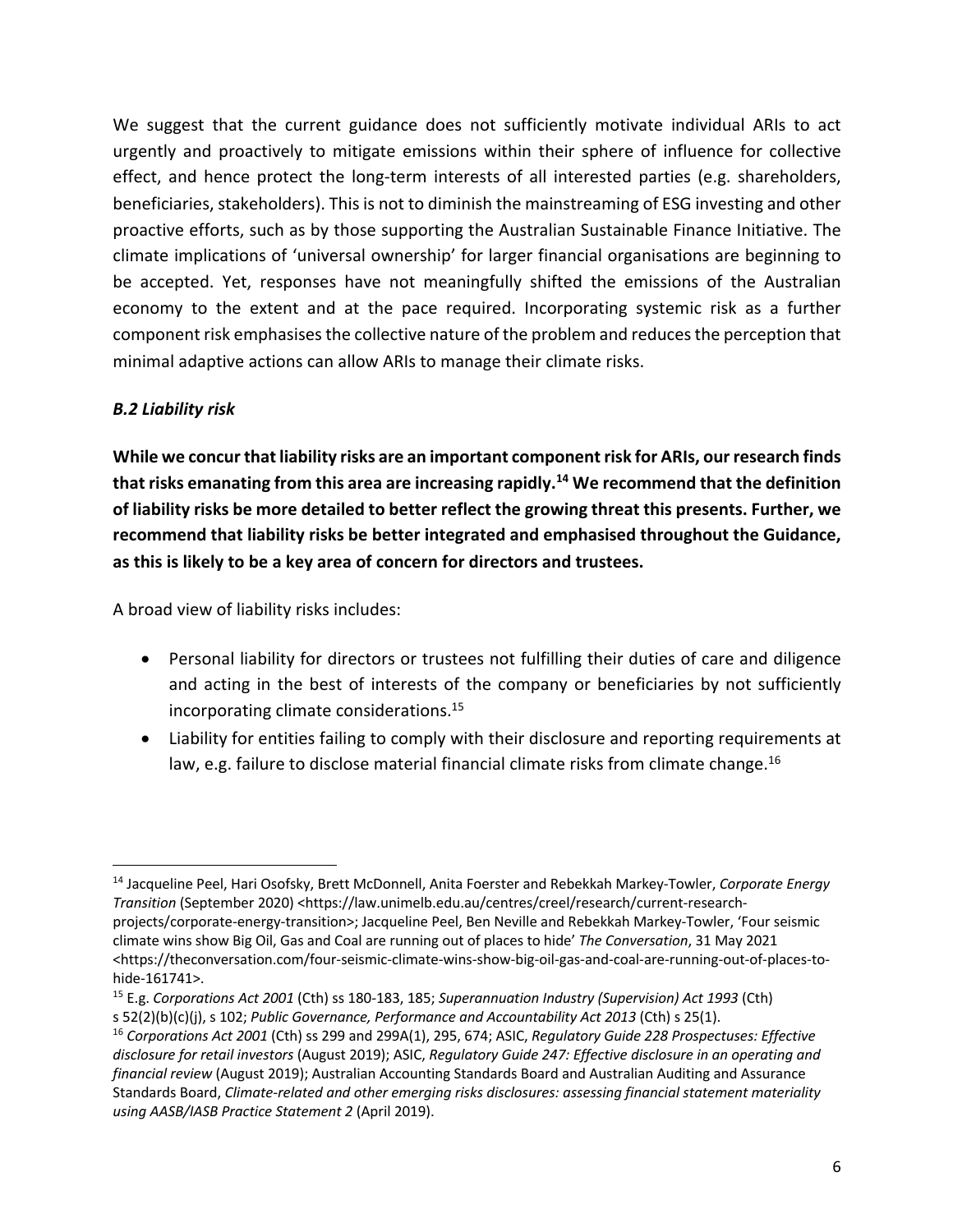We suggest that the current guidance does not sufficiently motivate individual ARIs to act urgently and proactively to mitigate emissions within their sphere of influence for collective effect, and hence protect the long-term interests of all interested parties (e.g. shareholders, beneficiaries, stakeholders). This is not to diminish the mainstreaming of ESG investing and other proactive efforts, such as by those supporting the Australian Sustainable Finance Initiative. The climate implications of 'universal ownership' for larger financial organisations are beginning to be accepted. Yet, responses have not meaningfully shifted the emissions of the Australian economy to the extent and at the pace required. Incorporating systemic risk as a further component risk emphasises the collective nature of the problem and reduces the perception that minimal adaptive actions can allow ARIs to manage their climate risks.

### *B.2 Liability risk*

**While we concur that liability risks are an important component risk for ARIs, our research finds that risks emanating from this area are increasing rapidly.[14] We recommend that the definition of liability risks be more detailed to better reflect the growing threat this presents. Further, we recommend that liability risks be better integrated and emphasised throughout the Guidance, as this is likely to be a key area of concern for directors and trustees.**

A broad view of liability risks includes:

- Personal liability for directors or trustees not fulfilling their duties of care and diligence and acting in the best of interests of the company or beneficiaries by not sufficiently incorporating climate considerations.[15]
- Liability for entities failing to comply with their disclosure and reporting requirements at law, e.g. failure to disclose material financial climate risks from climate change.[16]

---

[14] Jacqueline Peel, Hari Osofsky, Brett McDonnell, Anita Foerster and Rebekkah Markey-Towler, *Corporate Energy Transition* (September 2020) <https://law.unimelb.edu.au/centres/creel/research/current-research-projects/corporate-energy-transition>; Jacqueline Peel, Ben Neville and Rebekkah Markey-Towler, 'Four seismic climate wins show Big Oil, Gas and Coal are running out of places to hide' *The Conversation*, 31 May 2021 <https://theconversation.com/four-seismic-climate-wins-show-big-oil-gas-and-coal-are-running-out-of-places-to-hide-161741>.

[15] E.g. *Corporations Act 2001* (Cth) ss 180-183, 185; *Superannuation Industry (Supervision) Act 1993* (Cth) s 52(2)(b)(c)(j), s 102; *Public Governance, Performance and Accountability Act 2013* (Cth) s 25(1).

[16] *Corporations Act 2001* (Cth) ss 299 and 299A(1), 295, 674; ASIC, *Regulatory Guide 228 Prospectuses: Effective disclosure for retail investors* (August 2019); ASIC, *Regulatory Guide 247: Effective disclosure in an operating and financial review* (August 2019); Australian Accounting Standards Board and Australian Auditing and Assurance Standards Board, *Climate-related and other emerging risks disclosures: assessing financial statement materiality using AASB/IASB Practice Statement 2* (April 2019).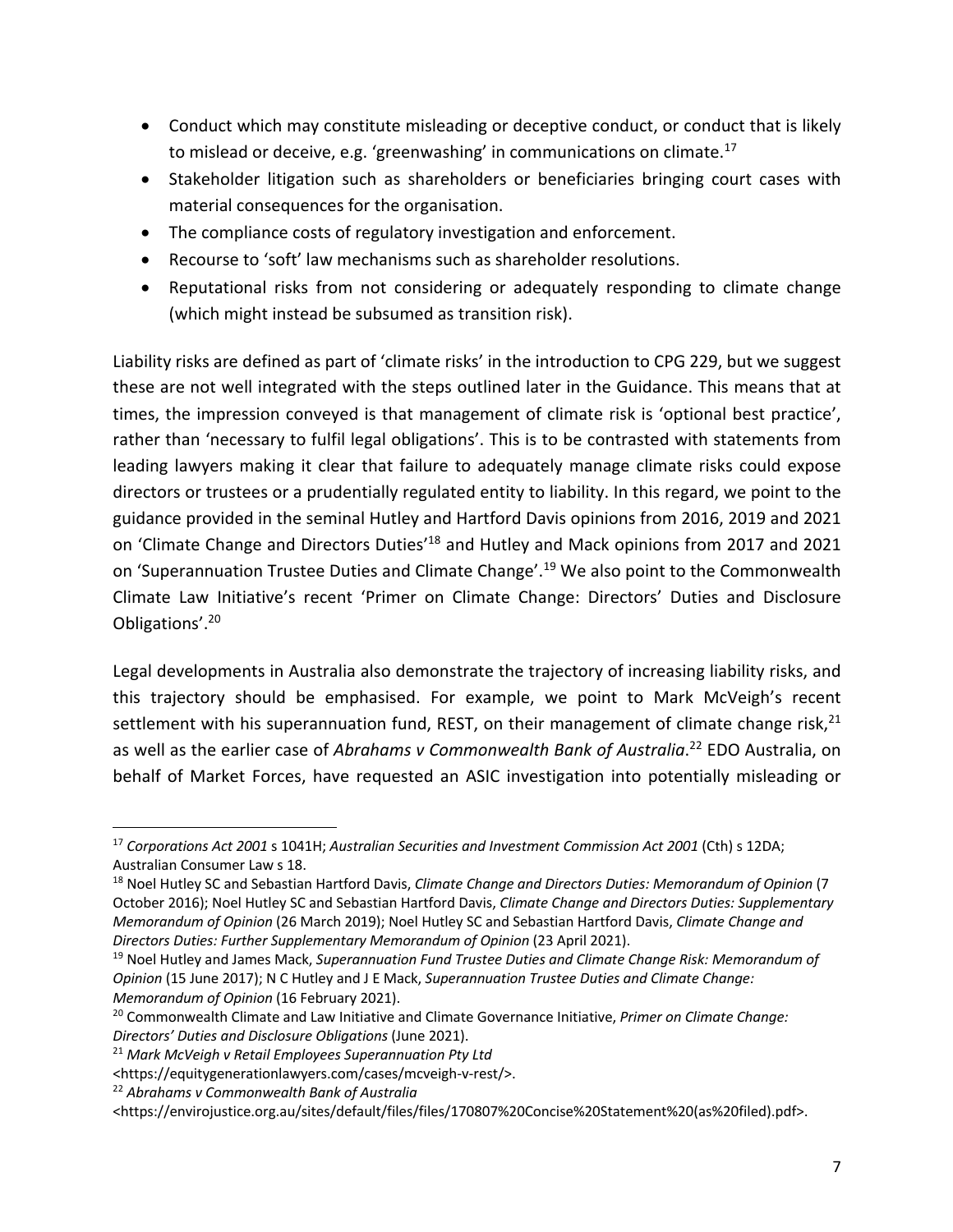- Conduct which may constitute misleading or deceptive conduct, or conduct that is likely to mislead or deceive, e.g. 'greenwashing' in communications on climate.[17]
- Stakeholder litigation such as shareholders or beneficiaries bringing court cases with material consequences for the organisation.
- The compliance costs of regulatory investigation and enforcement.
- Recourse to 'soft' law mechanisms such as shareholder resolutions.
- Reputational risks from not considering or adequately responding to climate change (which might instead be subsumed as transition risk).

Liability risks are defined as part of 'climate risks' in the introduction to CPG 229, but we suggest these are not well integrated with the steps outlined later in the Guidance. This means that at times, the impression conveyed is that management of climate risk is 'optional best practice', rather than 'necessary to fulfil legal obligations'. This is to be contrasted with statements from leading lawyers making it clear that failure to adequately manage climate risks could expose directors or trustees or a prudentially regulated entity to liability. In this regard, we point to the guidance provided in the seminal Hutley and Hartford Davis opinions from 2016, 2019 and 2021 on 'Climate Change and Directors Duties'[18] and Hutley and Mack opinions from 2017 and 2021 on 'Superannuation Trustee Duties and Climate Change'.[19] We also point to the Commonwealth Climate Law Initiative's recent 'Primer on Climate Change: Directors' Duties and Disclosure Obligations'.[20]

Legal developments in Australia also demonstrate the trajectory of increasing liability risks, and this trajectory should be emphasised. For example, we point to Mark McVeigh's recent settlement with his superannuation fund, REST, on their management of climate change risk,[21] as well as the earlier case of *Abrahams v Commonwealth Bank of Australia*.[22] EDO Australia, on behalf of Market Forces, have requested an ASIC investigation into potentially misleading or

---

[17] *Corporations Act 2001* s 1041H; *Australian Securities and Investment Commission Act 2001* (Cth) s 12DA; Australian Consumer Law s 18.

[18] Noel Hutley SC and Sebastian Hartford Davis, *Climate Change and Directors Duties: Memorandum of Opinion* (7 October 2016); Noel Hutley SC and Sebastian Hartford Davis, *Climate Change and Directors Duties: Supplementary Memorandum of Opinion* (26 March 2019); Noel Hutley SC and Sebastian Hartford Davis, *Climate Change and Directors Duties: Further Supplementary Memorandum of Opinion* (23 April 2021).

[19] Noel Hutley and James Mack, *Superannuation Fund Trustee Duties and Climate Change Risk: Memorandum of Opinion* (15 June 2017); N C Hutley and J E Mack, *Superannuation Trustee Duties and Climate Change: Memorandum of Opinion* (16 February 2021).

[20] Commonwealth Climate and Law Initiative and Climate Governance Initiative, *Primer on Climate Change: Directors' Duties and Disclosure Obligations* (June 2021).

[21] *Mark McVeigh v Retail Employees Superannuation Pty Ltd* <https://equitygenerationlawyers.com/cases/mcveigh-v-rest/>.

[22] *Abrahams v Commonwealth Bank of Australia* <https://envirojustice.org.au/sites/default/files/files/170807%20Concise%20Statement%20(as%20filed).pdf>.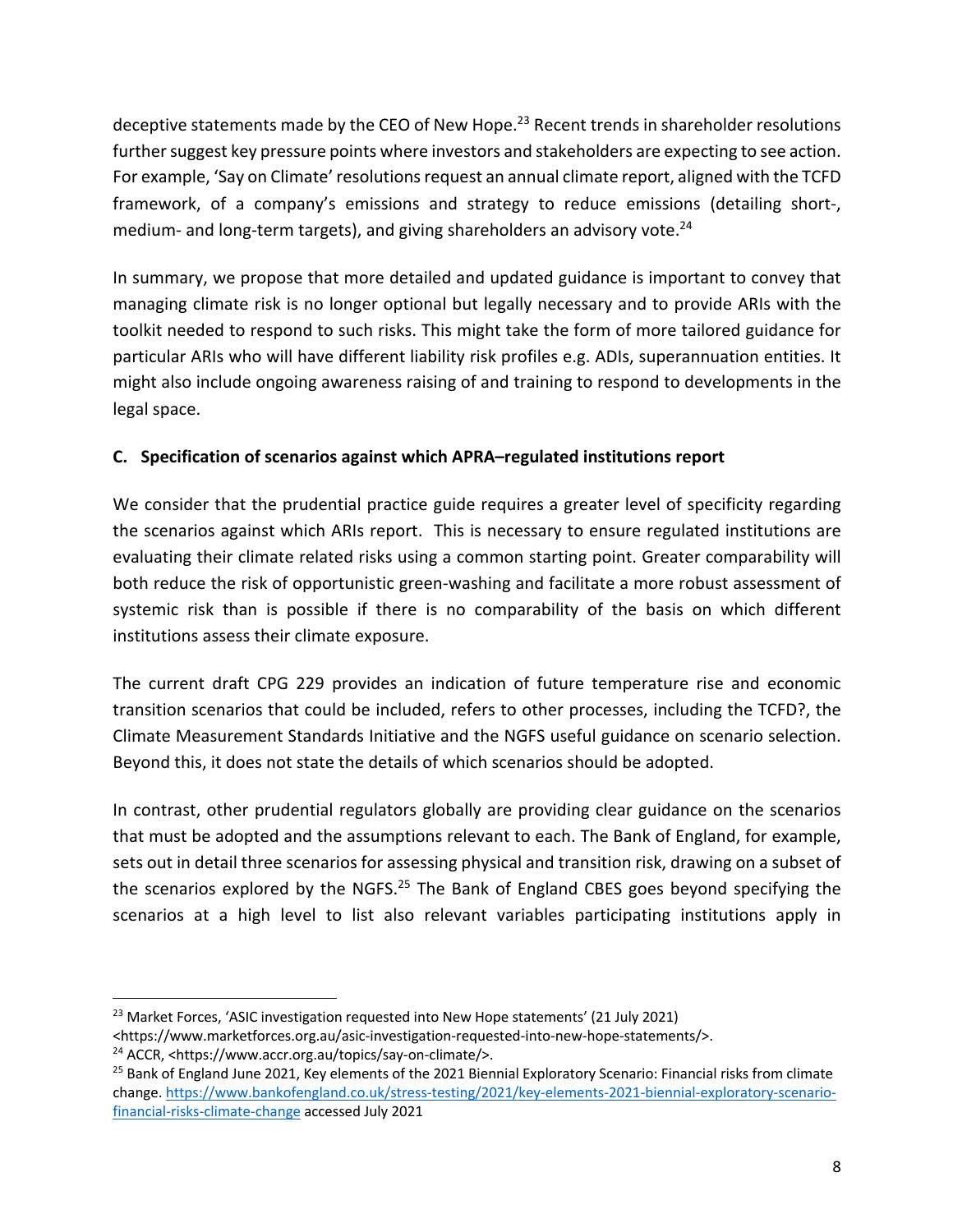deceptive statements made by the CEO of New Hope.[23] Recent trends in shareholder resolutions further suggest key pressure points where investors and stakeholders are expecting to see action. For example, 'Say on Climate' resolutions request an annual climate report, aligned with the TCFD framework, of a company's emissions and strategy to reduce emissions (detailing short-, medium- and long-term targets), and giving shareholders an advisory vote.[24]

In summary, we propose that more detailed and updated guidance is important to convey that managing climate risk is no longer optional but legally necessary and to provide ARIs with the toolkit needed to respond to such risks. This might take the form of more tailored guidance for particular ARIs who will have different liability risk profiles e.g. ADIs, superannuation entities. It might also include ongoing awareness raising of and training to respond to developments in the legal space.

**C. Specification of scenarios against which APRA–regulated institutions report**

We consider that the prudential practice guide requires a greater level of specificity regarding the scenarios against which ARIs report. This is necessary to ensure regulated institutions are evaluating their climate related risks using a common starting point. Greater comparability will both reduce the risk of opportunistic green-washing and facilitate a more robust assessment of systemic risk than is possible if there is no comparability of the basis on which different institutions assess their climate exposure.

The current draft CPG 229 provides an indication of future temperature rise and economic transition scenarios that could be included, refers to other processes, including the TCFD?, the Climate Measurement Standards Initiative and the NGFS useful guidance on scenario selection. Beyond this, it does not state the details of which scenarios should be adopted.

In contrast, other prudential regulators globally are providing clear guidance on the scenarios that must be adopted and the assumptions relevant to each. The Bank of England, for example, sets out in detail three scenarios for assessing physical and transition risk, drawing on a subset of the scenarios explored by the NGFS.[25] The Bank of England CBES goes beyond specifying the scenarios at a high level to list also relevant variables participating institutions apply in

---

[23] Market Forces, 'ASIC investigation requested into New Hope statements' (21 July 2021) <https://www.marketforces.org.au/asic-investigation-requested-into-new-hope-statements/>.

[24] ACCR, <https://www.accr.org.au/topics/say-on-climate/>.

[25] Bank of England June 2021, Key elements of the 2021 Biennial Exploratory Scenario: Financial risks from climate change. https://www.bankofengland.co.uk/stress-testing/2021/key-elements-2021-biennial-exploratory-scenario-financial-risks-climate-change accessed July 2021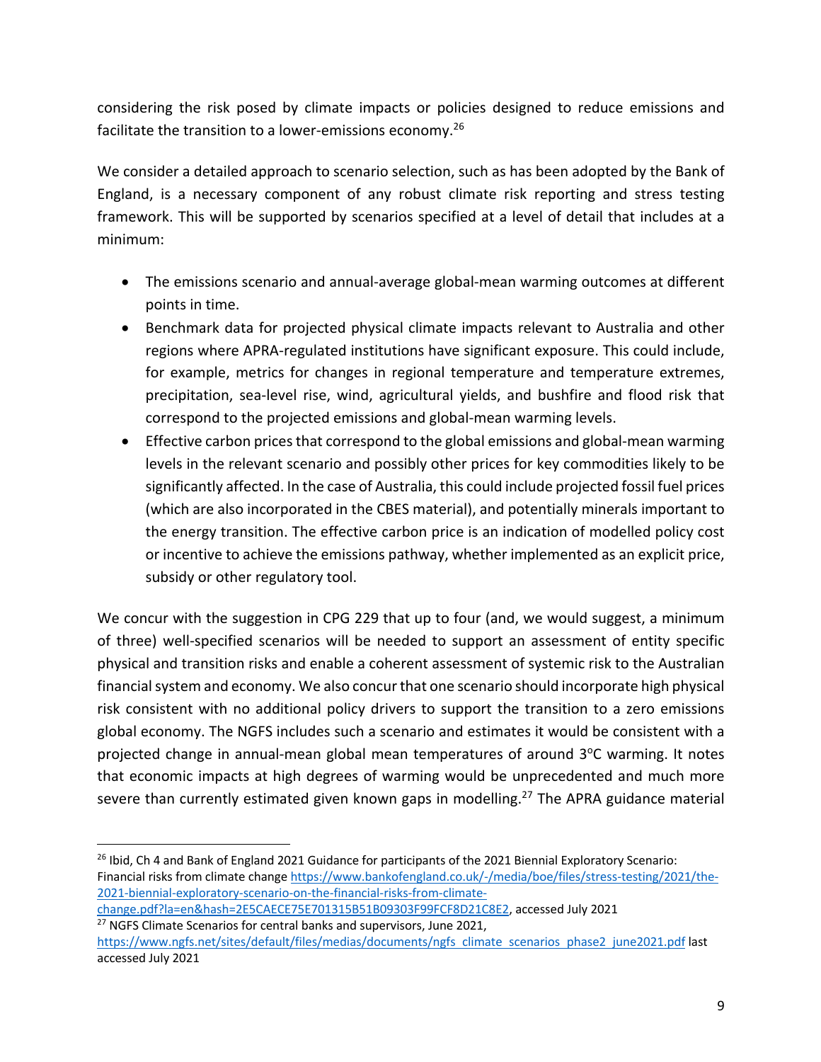considering the risk posed by climate impacts or policies designed to reduce emissions and facilitate the transition to a lower-emissions economy.[26]

We consider a detailed approach to scenario selection, such as has been adopted by the Bank of England, is a necessary component of any robust climate risk reporting and stress testing framework. This will be supported by scenarios specified at a level of detail that includes at a minimum:

- The emissions scenario and annual-average global-mean warming outcomes at different points in time.
- Benchmark data for projected physical climate impacts relevant to Australia and other regions where APRA-regulated institutions have significant exposure. This could include, for example, metrics for changes in regional temperature and temperature extremes, precipitation, sea-level rise, wind, agricultural yields, and bushfire and flood risk that correspond to the projected emissions and global-mean warming levels.
- Effective carbon prices that correspond to the global emissions and global-mean warming levels in the relevant scenario and possibly other prices for key commodities likely to be significantly affected. In the case of Australia, this could include projected fossil fuel prices (which are also incorporated in the CBES material), and potentially minerals important to the energy transition. The effective carbon price is an indication of modelled policy cost or incentive to achieve the emissions pathway, whether implemented as an explicit price, subsidy or other regulatory tool.

We concur with the suggestion in CPG 229 that up to four (and, we would suggest, a minimum of three) well-specified scenarios will be needed to support an assessment of entity specific physical and transition risks and enable a coherent assessment of systemic risk to the Australian financial system and economy. We also concur that one scenario should incorporate high physical risk consistent with no additional policy drivers to support the transition to a zero emissions global economy. The NGFS includes such a scenario and estimates it would be consistent with a projected change in annual-mean global mean temperatures of around 3°C warming. It notes that economic impacts at high degrees of warming would be unprecedented and much more severe than currently estimated given known gaps in modelling.[27] The APRA guidance material

---

[26] Ibid, Ch 4 and Bank of England 2021 Guidance for participants of the 2021 Biennial Exploratory Scenario: Financial risks from climate change https://www.bankofengland.co.uk/-/media/boe/files/stress-testing/2021/the-2021-biennial-exploratory-scenario-on-the-financial-risks-from-climate-change.pdf?la=en&hash=2E5CAECE75E701315B51B09303F99FCF8D21C8E2, accessed July 2021

[27] NGFS Climate Scenarios for central banks and supervisors, June 2021, https://www.ngfs.net/sites/default/files/medias/documents/ngfs_climate_scenarios_phase2_june2021.pdf last accessed July 2021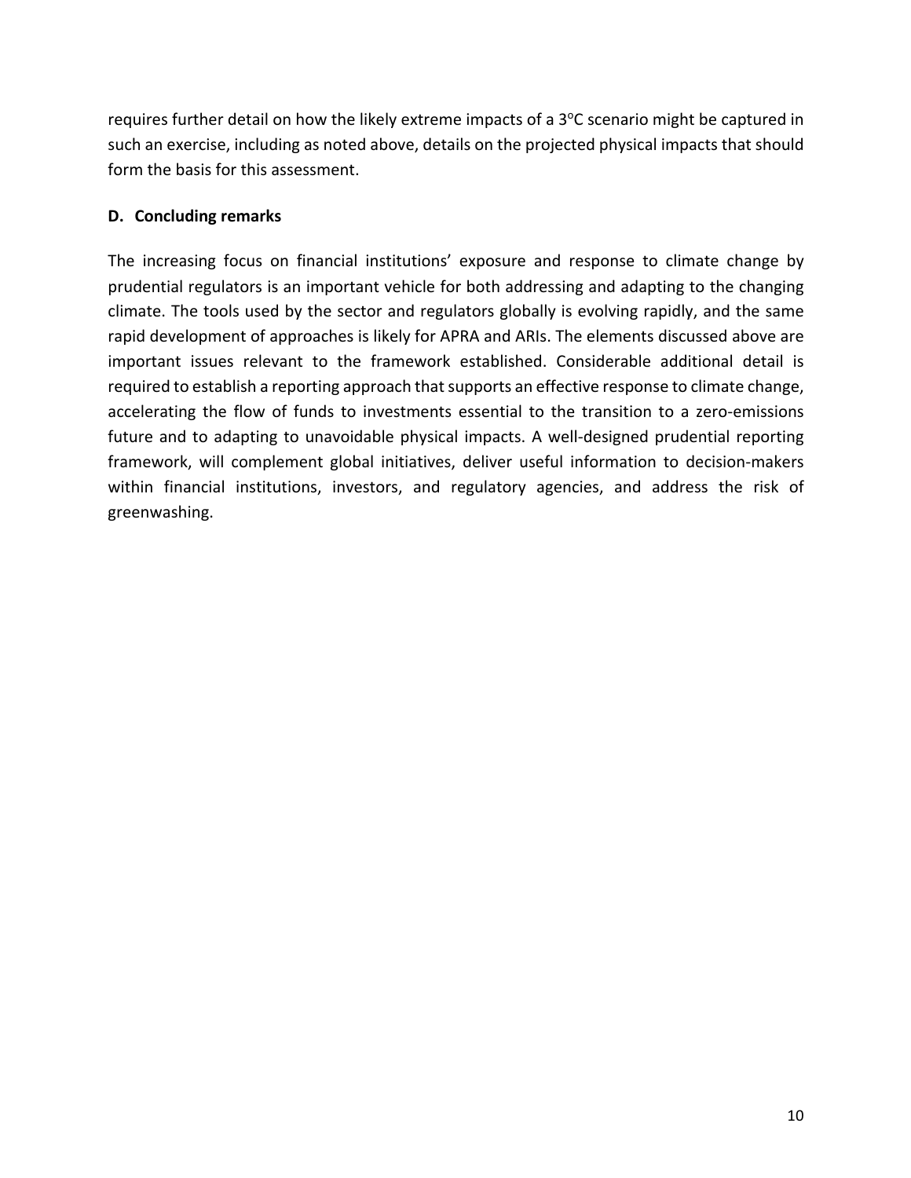requires further detail on how the likely extreme impacts of a 3°C scenario might be captured in such an exercise, including as noted above, details on the projected physical impacts that should form the basis for this assessment.

**D. Concluding remarks**

The increasing focus on financial institutions' exposure and response to climate change by prudential regulators is an important vehicle for both addressing and adapting to the changing climate. The tools used by the sector and regulators globally is evolving rapidly, and the same rapid development of approaches is likely for APRA and ARIs. The elements discussed above are important issues relevant to the framework established. Considerable additional detail is required to establish a reporting approach that supports an effective response to climate change, accelerating the flow of funds to investments essential to the transition to a zero-emissions future and to adapting to unavoidable physical impacts. A well-designed prudential reporting framework, will complement global initiatives, deliver useful information to decision-makers within financial institutions, investors, and regulatory agencies, and address the risk of greenwashing.